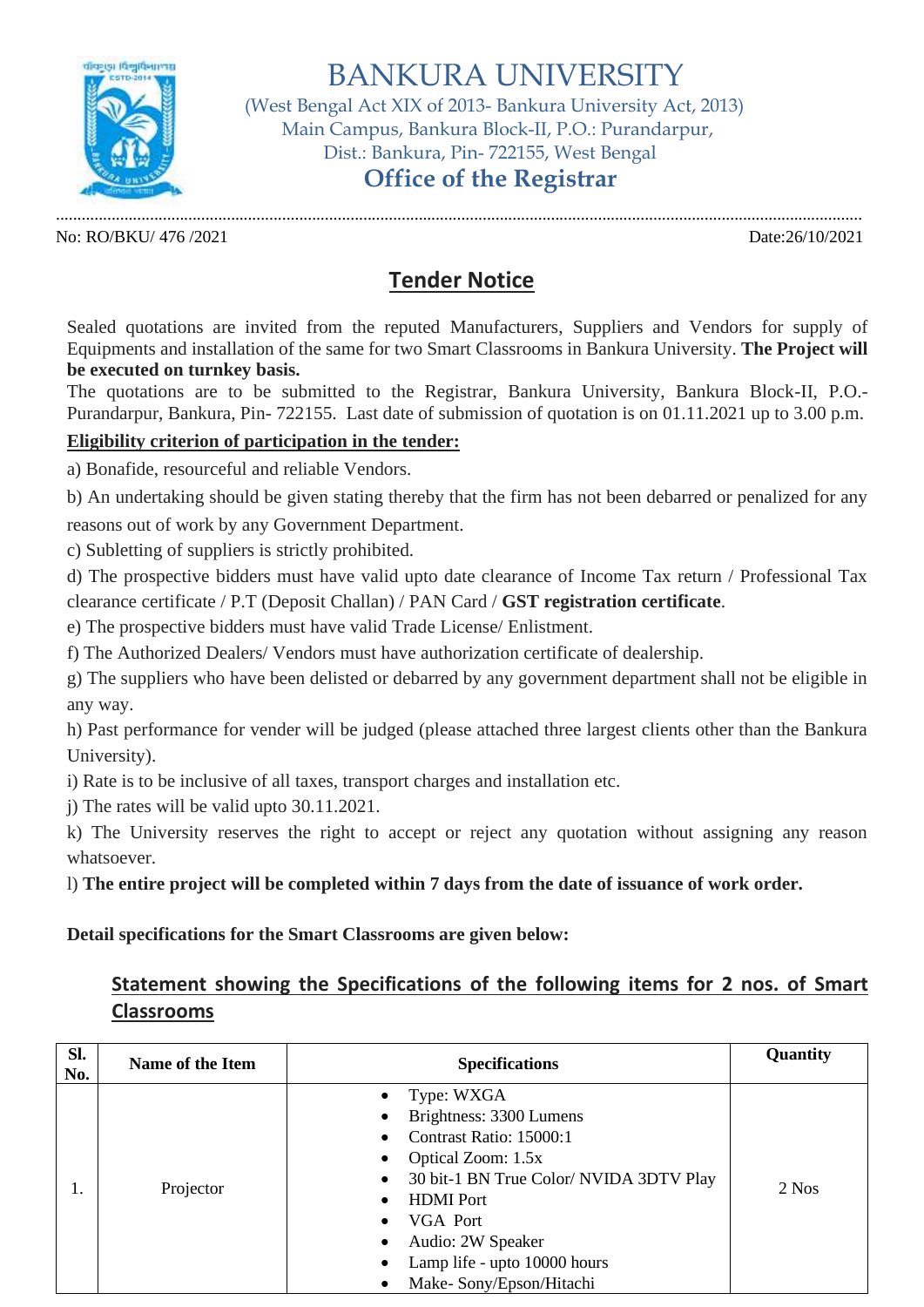# BANKURA UNIVERSITY

(West Bengal Act XIX of 2013- Bankura University Act, 2013)
Main Campus, Bankura Block-II, P.O.: Purandarpur,
Dist.: Bankura, Pin- 722155, West Bengal

## Office of the Registrar

No: RO/BKU/ 476 /2021 Date:26/10/2021

## Tender Notice

Sealed quotations are invited from the reputed Manufacturers, Suppliers and Vendors for supply of Equipments and installation of the same for two Smart Classrooms in Bankura University. **The Project will be executed on turnkey basis.**

The quotations are to be submitted to the Registrar, Bankura University, Bankura Block-II, P.O.-Purandarpur, Bankura, Pin- 722155. Last date of submission of quotation is on 01.11.2021 up to 3.00 p.m.

**Eligibility criterion of participation in the tender:**

a) Bonafide, resourceful and reliable Vendors.

b) An undertaking should be given stating thereby that the firm has not been debarred or penalized for any reasons out of work by any Government Department.

c) Subletting of suppliers is strictly prohibited.

d) The prospective bidders must have valid upto date clearance of Income Tax return / Professional Tax clearance certificate / P.T (Deposit Challan) / PAN Card / **GST registration certificate**.

e) The prospective bidders must have valid Trade License/ Enlistment.

f) The Authorized Dealers/ Vendors must have authorization certificate of dealership.

g) The suppliers who have been delisted or debarred by any government department shall not be eligible in any way.

h) Past performance for vender will be judged (please attached three largest clients other than the Bankura University).

i) Rate is to be inclusive of all taxes, transport charges and installation etc.

j) The rates will be valid upto 30.11.2021.

k) The University reserves the right to accept or reject any quotation without assigning any reason whatsoever.

l) **The entire project will be completed within 7 days from the date of issuance of work order.**

**Detail specifications for the Smart Classrooms are given below:**

### Statement showing the Specifications of the following items for 2 nos. of Smart Classrooms

| Sl. No. | Name of the Item | Specifications | Quantity |
|---|---|---|---|
| 1. | Projector | • Type: WXGA<br>• Brightness: 3300 Lumens<br>• Contrast Ratio: 15000:1<br>• Optical Zoom: 1.5x<br>• 30 bit-1 BN True Color/ NVIDA 3DTV Play<br>• HDMI Port<br>• VGA Port<br>• Audio: 2W Speaker<br>• Lamp life - upto 10000 hours<br>• Make- Sony/Epson/Hitachi | 2 Nos |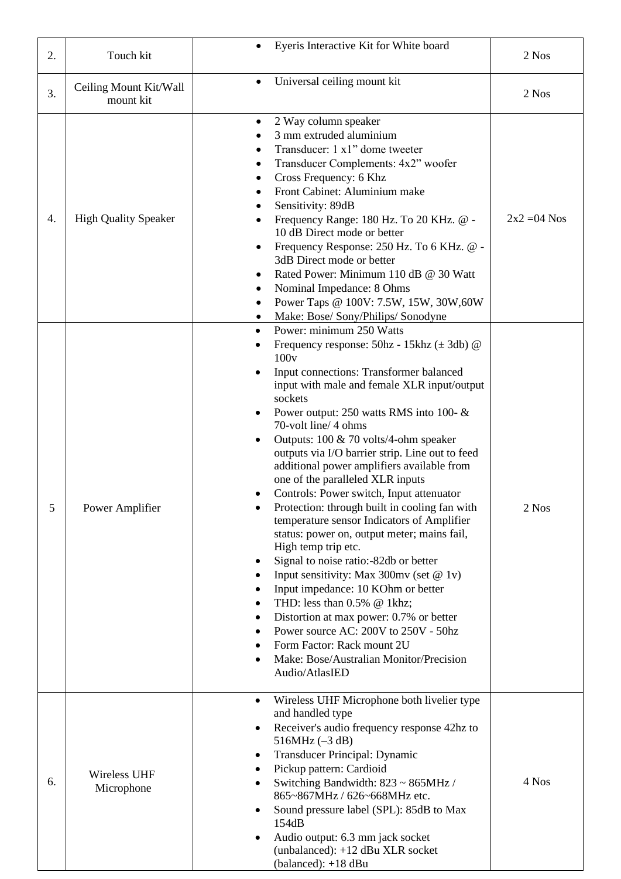| 2. | Touch kit | • Eyeris Interactive Kit for White board | 2 Nos |
|---|---|---|---|
| 3. | Ceiling Mount Kit/Wall mount kit | • Universal ceiling mount kit | 2 Nos |
| 4. | High Quality Speaker | • 2 Way column speaker<br>• 3 mm extruded aluminium<br>• Transducer: 1 x1" dome tweeter<br>• Transducer Complements: 4x2" woofer<br>• Cross Frequency: 6 Khz<br>• Front Cabinet: Aluminium make<br>• Sensitivity: 89dB<br>• Frequency Range: 180 Hz. To 20 KHz. @ -10 dB Direct mode or better<br>• Frequency Response: 250 Hz. To 6 KHz. @ -3dB Direct mode or better<br>• Rated Power: Minimum 110 dB @ 30 Watt<br>• Nominal Impedance: 8 Ohms<br>• Power Taps @ 100V: 7.5W, 15W, 30W,60W<br>• Make: Bose/ Sony/Philips/ Sonodyne | 2x2 =04 Nos |
| 5 | Power Amplifier | • Power: minimum 250 Watts<br>• Frequency response: 50hz - 15khz (± 3db) @ 100v<br>• Input connections: Transformer balanced input with male and female XLR input/output sockets<br>• Power output: 250 watts RMS into 100- & 70-volt line/ 4 ohms<br>• Outputs: 100 & 70 volts/4-ohm speaker outputs via I/O barrier strip. Line out to feed additional power amplifiers available from one of the paralleled XLR inputs<br>• Controls: Power switch, Input attenuator<br>• Protection: through built in cooling fan with temperature sensor Indicators of Amplifier status: power on, output meter; mains fail, High temp trip etc.<br>• Signal to noise ratio:-82db or better<br>• Input sensitivity: Max 300mv (set @ 1v)<br>• Input impedance: 10 KOhm or better<br>• THD: less than 0.5% @ 1khz;<br>• Distortion at max power: 0.7% or better<br>• Power source AC: 200V to 250V - 50hz<br>• Form Factor: Rack mount 2U<br>• Make: Bose/Australian Monitor/Precision Audio/AtlasIED | 2 Nos |
| 6. | Wireless UHF Microphone | • Wireless UHF Microphone both livelier type and handled type<br>• Receiver's audio frequency response 42hz to 516MHz (–3 dB)<br>• Transducer Principal: Dynamic<br>• Pickup pattern: Cardioid<br>• Switching Bandwidth: 823 ~ 865MHz / 865~867MHz / 626~668MHz etc.<br>• Sound pressure label (SPL): 85dB to Max 154dB<br>• Audio output: 6.3 mm jack socket (unbalanced): +12 dBu XLR socket (balanced): +18 dBu | 4 Nos |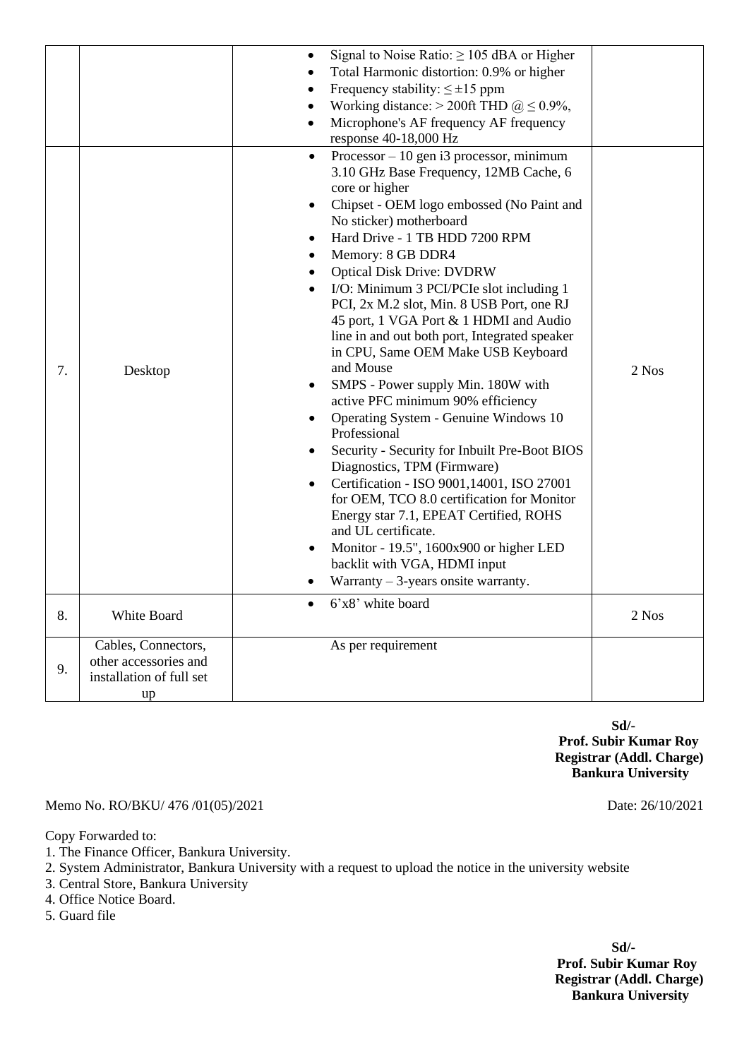| | | | |
|---|---|---|---|
| | | • Signal to Noise Ratio: ≥ 105 dBA or Higher<br>• Total Harmonic distortion: 0.9% or higher<br>• Frequency stability: ≤ ±15 ppm<br>• Working distance: > 200ft THD @ ≤ 0.9%,<br>• Microphone's AF frequency AF frequency response 40-18,000 Hz | |
| 7. | Desktop | • Processor – 10 gen i3 processor, minimum 3.10 GHz Base Frequency, 12MB Cache, 6 core or higher<br>• Chipset - OEM logo embossed (No Paint and No sticker) motherboard<br>• Hard Drive - 1 TB HDD 7200 RPM<br>• Memory: 8 GB DDR4<br>• Optical Disk Drive: DVDRW<br>• I/O: Minimum 3 PCI/PCIe slot including 1 PCI, 2x M.2 slot, Min. 8 USB Port, one RJ 45 port, 1 VGA Port & 1 HDMI and Audio line in and out both port, Integrated speaker in CPU, Same OEM Make USB Keyboard and Mouse<br>• SMPS - Power supply Min. 180W with active PFC minimum 90% efficiency<br>• Operating System - Genuine Windows 10 Professional<br>• Security - Security for Inbuilt Pre-Boot BIOS Diagnostics, TPM (Firmware)<br>• Certification - ISO 9001,14001, ISO 27001 for OEM, TCO 8.0 certification for Monitor Energy star 7.1, EPEAT Certified, ROHS and UL certificate.<br>• Monitor - 19.5", 1600x900 or higher LED backlit with VGA, HDMI input<br>• Warranty – 3-years onsite warranty. | 2 Nos |
| 8. | White Board | • 6'x8' white board | 2 Nos |
| 9. | Cables, Connectors, other accessories and installation of full set up | As per requirement | |

**Sd/-**
**Prof. Subir Kumar Roy**
**Registrar (Addl. Charge)**
**Bankura University**

Memo No. RO/BKU/ 476 /01(05)/2021 Date: 26/10/2021

Copy Forwarded to:

1. The Finance Officer, Bankura University.
2. System Administrator, Bankura University with a request to upload the notice in the university website
3. Central Store, Bankura University
4. Office Notice Board.
5. Guard file

**Sd/-**
**Prof. Subir Kumar Roy**
**Registrar (Addl. Charge)**
**Bankura University**